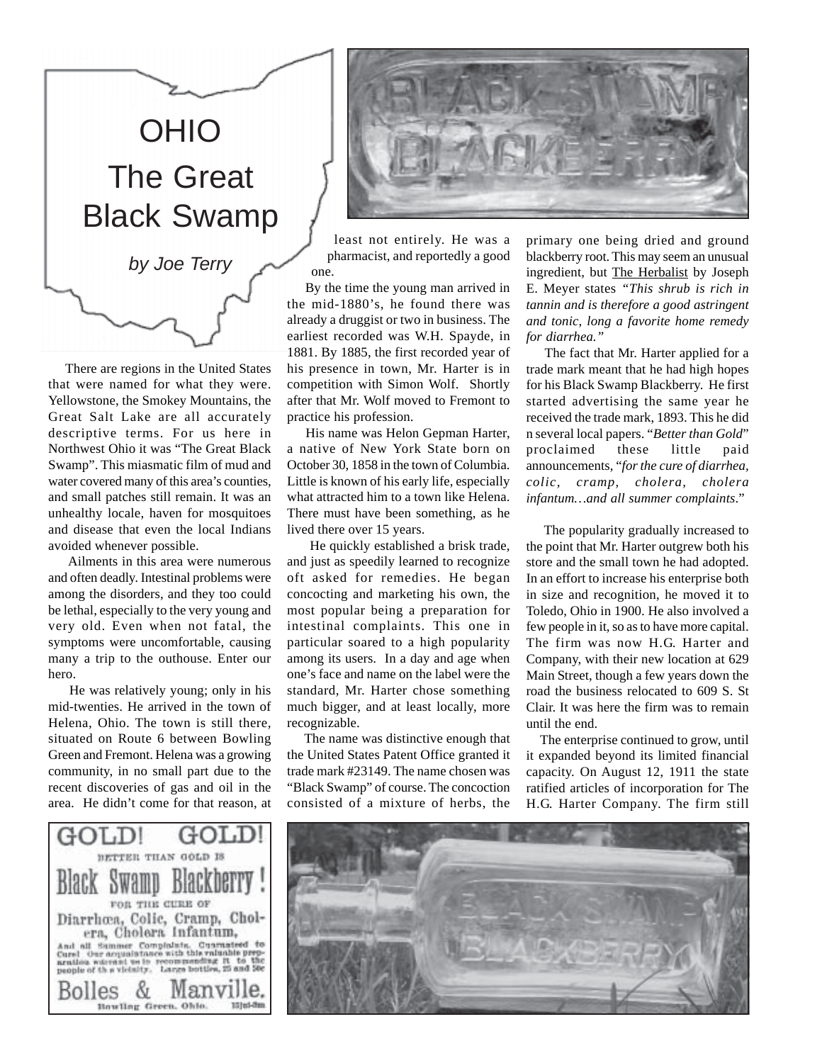# OHIO
# The Great Black Swamp

*by Joe Terry*

There are regions in the United States that were named for what they were. Yellowstone, the Smokey Mountains, the Great Salt Lake are all accurately descriptive terms. For us here in Northwest Ohio it was "The Great Black Swamp". This miasmatic film of mud and water covered many of this area's counties, and small patches still remain. It was an unhealthy locale, haven for mosquitoes and disease that even the local Indians avoided whenever possible.

Ailments in this area were numerous and often deadly. Intestinal problems were among the disorders, and they too could be lethal, especially to the very young and very old. Even when not fatal, the symptoms were uncomfortable, causing many a trip to the outhouse. Enter our hero.

He was relatively young; only in his mid-twenties. He arrived in the town of Helena, Ohio. The town is still there, situated on Route 6 between Bowling Green and Fremont. Helena was a growing community, in no small part due to the recent discoveries of gas and oil in the area. He didn't come for that reason, at least not entirely. He was a pharmacist, and reportedly a good one.

By the time the young man arrived in the mid-1880's, he found there was already a druggist or two in business. The earliest recorded was W.H. Spayde, in 1881. By 1885, the first recorded year of his presence in town, Mr. Harter is in competition with Simon Wolf. Shortly after that Mr. Wolf moved to Fremont to practice his profession.

His name was Helon Gepman Harter, a native of New York State born on October 30, 1858 in the town of Columbia. Little is known of his early life, especially what attracted him to a town like Helena. There must have been something, as he lived there over 15 years.

He quickly established a brisk trade, and just as speedily learned to recognize oft asked for remedies. He began concocting and marketing his own, the most popular being a preparation for intestinal complaints. This one in particular soared to a high popularity among its users. In a day and age when one's face and name on the label were the standard, Mr. Harter chose something much bigger, and at least locally, more recognizable.

The name was distinctive enough that the United States Patent Office granted it trade mark #23149. The name chosen was "Black Swamp" of course. The concoction consisted of a mixture of herbs, the primary one being dried and ground blackberry root. This may seem an unusual ingredient, but The Herbalist by Joseph E. Meyer states *"This shrub is rich in tannin and is therefore a good astringent and tonic, long a favorite home remedy for diarrhea."*

The fact that Mr. Harter applied for a trade mark meant that he had high hopes for his Black Swamp Blackberry. He first started advertising the same year he received the trade mark, 1893. This he did n several local papers. "*Better than Gold*" proclaimed these little paid announcements, "*for the cure of diarrhea, colic, cramp, cholera, cholera infantum…and all summer complaints*."

The popularity gradually increased to the point that Mr. Harter outgrew both his store and the small town he had adopted. In an effort to increase his enterprise both in size and recognition, he moved it to Toledo, Ohio in 1900. He also involved a few people in it, so as to have more capital. The firm was now H.G. Harter and Company, with their new location at 629 Main Street, though a few years down the road the business relocated to 609 S. St Clair. It was here the firm was to remain until the end.

The enterprise continued to grow, until it expanded beyond its limited financial capacity. On August 12, 1911 the state ratified articles of incorporation for The H.G. Harter Company. The firm still

GOLD! GOLD!
BETTER THAN GOLD IS
**Black Swamp Blackberry!**
FOR THE CURE OF
Diarrhœa, Colic, Cramp, Cholera, Cholera Infantum,
And all Summer Complaints. Guaranteed to Cure! Our acquaintance with this valuable preparation warrant us in recommending it to the people of this vicinity. Large bottles, 25 and 50c
**Bolles & Manville.**
Bowling Green, Ohio.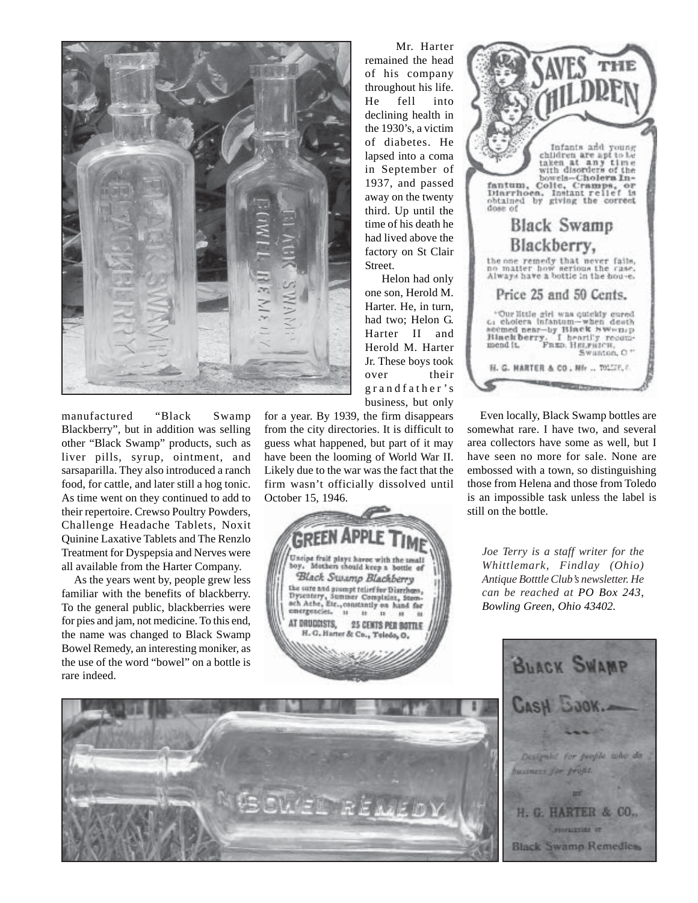Mr. Harter remained the head of his company throughout his life. He fell into declining health in the 1930's, a victim of diabetes. He lapsed into a coma in September of 1937, and passed away on the twenty third. Up until the time of his death he had lived above the factory on St Clair Street.

Helon had only one son, Herold M. Harter. He, in turn, had two; Helon G. Harter II and Herold M. Harter Jr. These boys took over their grandfather's business, but only for a year. By 1939, the firm disappears from the city directories. It is difficult to guess what happened, but part of it may have been the looming of World War II. Likely due to the war was the fact that the firm wasn't officially dissolved until October 15, 1946.

manufactured "Black Swamp Blackberry", but in addition was selling other "Black Swamp" products, such as liver pills, syrup, ointment, and sarsaparilla. They also introduced a ranch food, for cattle, and later still a hog tonic. As time went on they continued to add to their repertoire. Crewso Poultry Powders, Challenge Headache Tablets, Noxit Quinine Laxative Tablets and The Renzlo Treatment for Dyspepsia and Nerves were all available from the Harter Company.

As the years went by, people grew less familiar with the benefits of blackberry. To the general public, blackberries were for pies and jam, not medicine. To this end, the name was changed to Black Swamp Bowel Remedy, an interesting moniker, as the use of the word "bowel" on a bottle is rare indeed.

Even locally, Black Swamp bottles are somewhat rare. I have two, and several area collectors have some as well, but I have seen no more for sale. None are embossed with a town, so distinguishing those from Helena and those from Toledo is an impossible task unless the label is still on the bottle.

*Joe Terry is a staff writer for the Whittlemark, Findlay (Ohio) Antique Botttle Club's newsletter. He can be reached at PO Box 243, Bowling Green, Ohio 43402.*